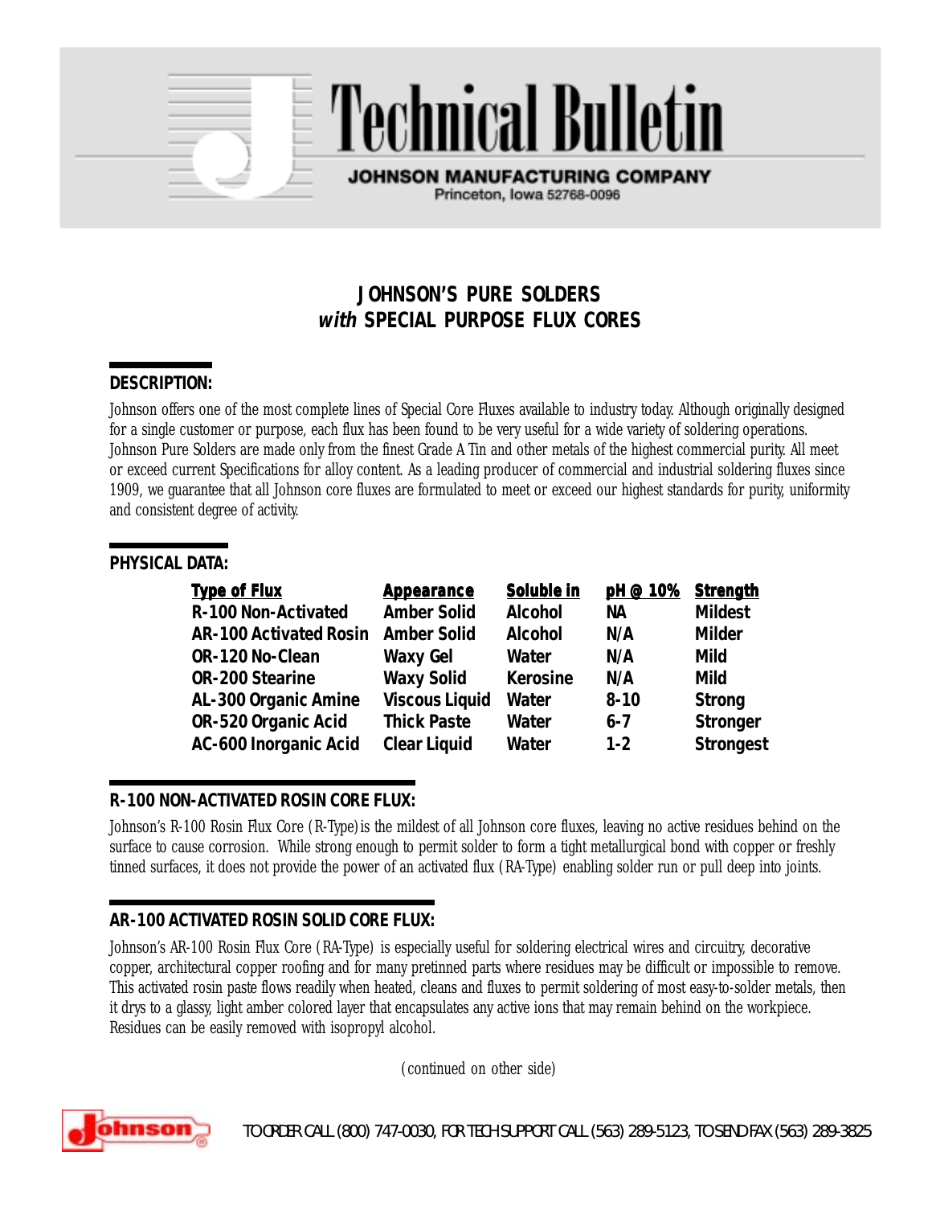# Technical Bulletin

**JOHNSON MANUFACTURING COMPANY**
Princeton, Iowa 52768-0096

## JOHNSON'S PURE SOLDERS *with* SPECIAL PURPOSE FLUX CORES

### DESCRIPTION:

Johnson offers one of the most complete lines of Special Core Fluxes available to industry today. Although originally designed for a single customer or purpose, each flux has been found to be very useful for a wide variety of soldering operations. Johnson Pure Solders are made only from the finest Grade A Tin and other metals of the highest commercial purity. All meet or exceed current Specifications for alloy content. As a leading producer of commercial and industrial soldering fluxes since 1909, we guarantee that all Johnson core fluxes are formulated to meet or exceed our highest standards for purity, uniformity and consistent degree of activity.

### PHYSICAL DATA:

| Type of Flux | Appearance | Soluble in | pH @ 10% | Strength |
|---|---|---|---|---|
| R-100 Non-Activated | Amber Solid | Alcohol | NA | Mildest |
| AR-100 Activated Rosin | Amber Solid | Alcohol | N/A | Milder |
| OR-120 No-Clean | Waxy Gel | Water | N/A | Mild |
| OR-200 Stearine | Waxy Solid | Kerosine | N/A | Mild |
| AL-300 Organic Amine | Viscous Liquid | Water | 8-10 | Strong |
| OR-520 Organic Acid | Thick Paste | Water | 6-7 | Stronger |
| AC-600 Inorganic Acid | Clear Liquid | Water | 1-2 | Strongest |

### R-100 NON-ACTIVATED ROSIN CORE FLUX:

Johnson's R-100 Rosin Flux Core (R-Type) is the mildest of all Johnson core fluxes, leaving no active residues behind on the surface to cause corrosion. While strong enough to permit solder to form a tight metallurgical bond with copper or freshly tinned surfaces, it does not provide the power of an activated flux (RA-Type) enabling solder run or pull deep into joints.

### AR-100 ACTIVATED ROSIN SOLID CORE FLUX:

Johnson's AR-100 Rosin Flux Core (RA-Type) is especially useful for soldering electrical wires and circuitry, decorative copper, architectural copper roofing and for many pretinned parts where residues may be difficult or impossible to remove. This activated rosin paste flows readily when heated, cleans and fluxes to permit soldering of most easy-to-solder metals, then it drys to a glassy, light amber colored layer that encapsulates any active ions that may remain behind on the workpiece. Residues can be easily removed with isopropyl alcohol.

(continued on other side)

TO ORDER CALL (800) 747-0030, FOR TECH SUPPORT CALL (563) 289-5123, TO SEND FAX (563) 289-3825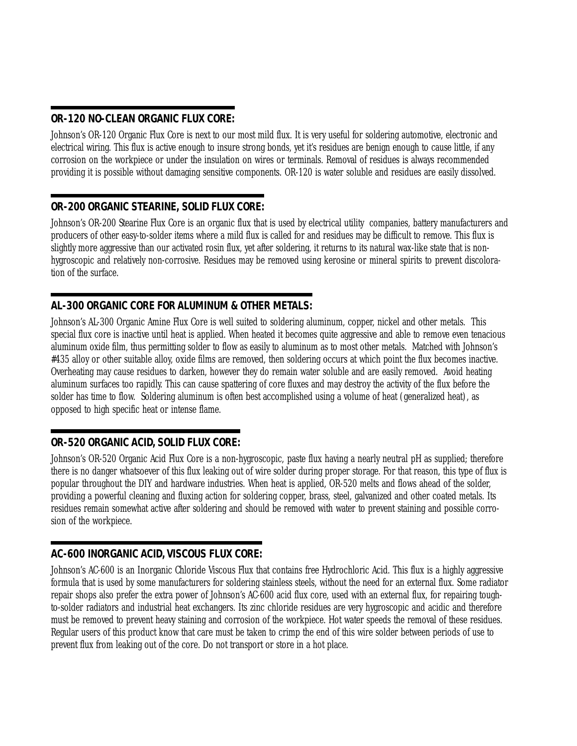## OR-120 NO-CLEAN ORGANIC FLUX CORE:

Johnson's OR-120 Organic Flux Core is next to our most mild flux. It is very useful for soldering automotive, electronic and electrical wiring. This flux is active enough to insure strong bonds, yet it's residues are benign enough to cause little, if any corrosion on the workpiece or under the insulation on wires or terminals. Removal of residues is always recommended providing it is possible without damaging sensitive components. OR-120 is water soluble and residues are easily dissolved.

## OR-200 ORGANIC STEARINE, SOLID FLUX CORE:

Johnson's OR-200 Stearine Flux Core is an organic flux that is used by electrical utility companies, battery manufacturers and producers of other easy-to-solder items where a mild flux is called for and residues may be difficult to remove. This flux is slightly more aggressive than our activated rosin flux, yet after soldering, it returns to its natural wax-like state that is non-hygroscopic and relatively non-corrosive. Residues may be removed using kerosine or mineral spirits to prevent discoloration of the surface.

## AL-300 ORGANIC CORE FOR ALUMINUM & OTHER METALS:

Johnson's AL-300 Organic Amine Flux Core is well suited to soldering aluminum, copper, nickel and other metals. This special flux core is inactive until heat is applied. When heated it becomes quite aggressive and able to remove even tenacious aluminum oxide film, thus permitting solder to flow as easily to aluminum as to most other metals. Matched with Johnson's #435 alloy or other suitable alloy, oxide films are removed, then soldering occurs at which point the flux becomes inactive. Overheating may cause residues to darken, however they do remain water soluble and are easily removed. Avoid heating aluminum surfaces too rapidly. This can cause spattering of core fluxes and may destroy the activity of the flux before the solder has time to flow. Soldering aluminum is often best accomplished using a volume of heat (generalized heat), as opposed to high specific heat or intense flame.

## OR-520 ORGANIC ACID, SOLID FLUX CORE:

Johnson's OR-520 Organic Acid Flux Core is a non-hygroscopic, paste flux having a nearly neutral pH as supplied; therefore there is no danger whatsoever of this flux leaking out of wire solder during proper storage. For that reason, this type of flux is popular throughout the DIY and hardware industries. When heat is applied, OR-520 melts and flows ahead of the solder, providing a powerful cleaning and fluxing action for soldering copper, brass, steel, galvanized and other coated metals. Its residues remain somewhat active after soldering and should be removed with water to prevent staining and possible corrosion of the workpiece.

## AC-600 INORGANIC ACID, VISCOUS FLUX CORE:

Johnson's AC-600 is an Inorganic Chloride Viscous Flux that contains free Hydrochloric Acid. This flux is a highly aggressive formula that is used by some manufacturers for soldering stainless steels, without the need for an external flux. Some radiator repair shops also prefer the extra power of Johnson's AC-600 acid flux core, used with an external flux, for repairing tough-to-solder radiators and industrial heat exchangers. Its zinc chloride residues are very hygroscopic and acidic and therefore must be removed to prevent heavy staining and corrosion of the workpiece. Hot water speeds the removal of these residues. Regular users of this product know that care must be taken to crimp the end of this wire solder between periods of use to prevent flux from leaking out of the core. Do not transport or store in a hot place.